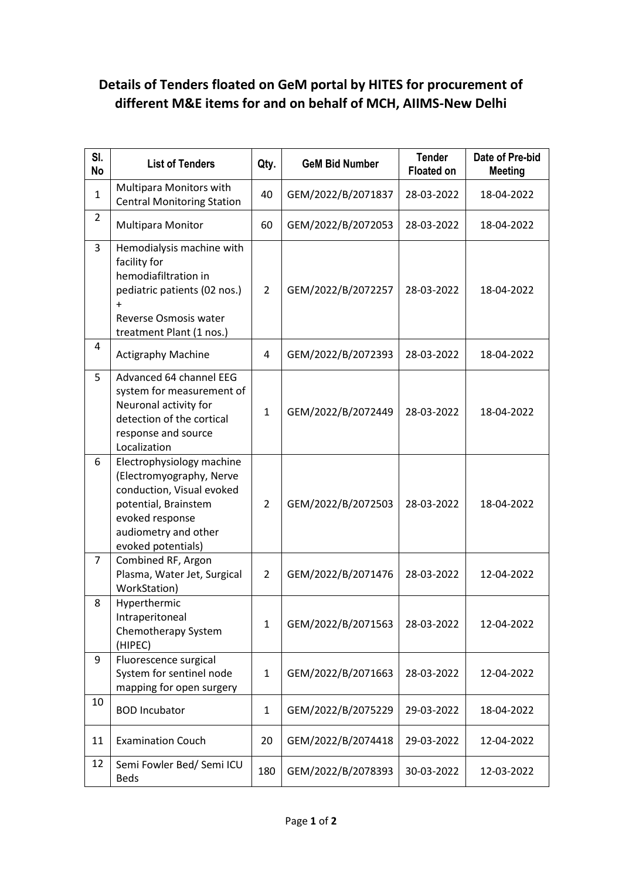# Details of Tenders floated on GeM portal by HITES for procurement of different M&E items for and on behalf of MCH, AIIMS-New Delhi

| Sl. No | List of Tenders | Qty. | GeM Bid Number | Tender Floated on | Date of Pre-bid Meeting |
|---|---|---|---|---|---|
| 1 | Multipara Monitors with Central Monitoring Station | 40 | GEM/2022/B/2071837 | 28-03-2022 | 18-04-2022 |
| 2 | Multipara Monitor | 60 | GEM/2022/B/2072053 | 28-03-2022 | 18-04-2022 |
| 3 | Hemodialysis machine with facility for hemodiafiltration in pediatric patients (02 nos.) + Reverse Osmosis water treatment Plant (1 nos.) | 2 | GEM/2022/B/2072257 | 28-03-2022 | 18-04-2022 |
| 4 | Actigraphy Machine | 4 | GEM/2022/B/2072393 | 28-03-2022 | 18-04-2022 |
| 5 | Advanced 64 channel EEG system for measurement of Neuronal activity for detection of the cortical response and source Localization | 1 | GEM/2022/B/2072449 | 28-03-2022 | 18-04-2022 |
| 6 | Electrophysiology machine (Electromyography, Nerve conduction, Visual evoked potential, Brainstem evoked response audiometry and other evoked potentials) | 2 | GEM/2022/B/2072503 | 28-03-2022 | 18-04-2022 |
| 7 | Combined RF, Argon Plasma, Water Jet, Surgical WorkStation) | 2 | GEM/2022/B/2071476 | 28-03-2022 | 12-04-2022 |
| 8 | Hyperthermic Intraperitoneal Chemotherapy System (HIPEC) | 1 | GEM/2022/B/2071563 | 28-03-2022 | 12-04-2022 |
| 9 | Fluorescence surgical System for sentinel node mapping for open surgery | 1 | GEM/2022/B/2071663 | 28-03-2022 | 12-04-2022 |
| 10 | BOD Incubator | 1 | GEM/2022/B/2075229 | 29-03-2022 | 18-04-2022 |
| 11 | Examination Couch | 20 | GEM/2022/B/2074418 | 29-03-2022 | 12-04-2022 |
| 12 | Semi Fowler Bed/ Semi ICU Beds | 180 | GEM/2022/B/2078393 | 30-03-2022 | 12-03-2022 |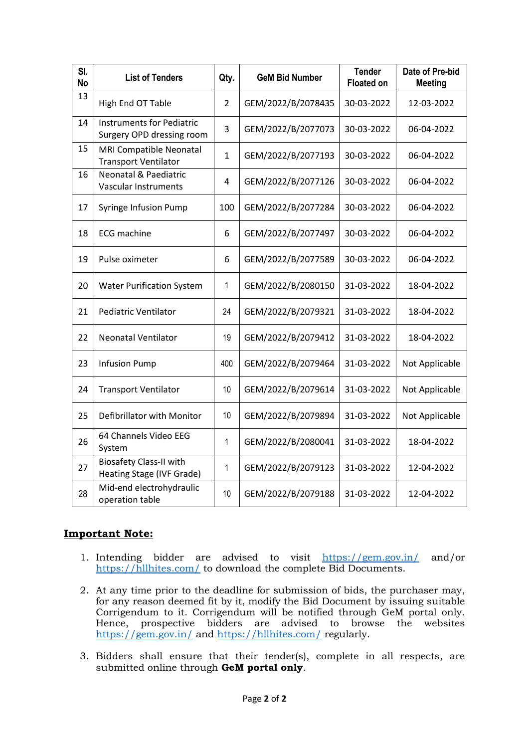| Sl. No | List of Tenders | Qty. | GeM Bid Number | Tender Floated on | Date of Pre-bid Meeting |
|---|---|---|---|---|---|
| 13 | High End OT Table | 2 | GEM/2022/B/2078435 | 30-03-2022 | 12-03-2022 |
| 14 | Instruments for Pediatric Surgery OPD dressing room | 3 | GEM/2022/B/2077073 | 30-03-2022 | 06-04-2022 |
| 15 | MRI Compatible Neonatal Transport Ventilator | 1 | GEM/2022/B/2077193 | 30-03-2022 | 06-04-2022 |
| 16 | Neonatal & Paediatric Vascular Instruments | 4 | GEM/2022/B/2077126 | 30-03-2022 | 06-04-2022 |
| 17 | Syringe Infusion Pump | 100 | GEM/2022/B/2077284 | 30-03-2022 | 06-04-2022 |
| 18 | ECG machine | 6 | GEM/2022/B/2077497 | 30-03-2022 | 06-04-2022 |
| 19 | Pulse oximeter | 6 | GEM/2022/B/2077589 | 30-03-2022 | 06-04-2022 |
| 20 | Water Purification System | 1 | GEM/2022/B/2080150 | 31-03-2022 | 18-04-2022 |
| 21 | Pediatric Ventilator | 24 | GEM/2022/B/2079321 | 31-03-2022 | 18-04-2022 |
| 22 | Neonatal Ventilator | 19 | GEM/2022/B/2079412 | 31-03-2022 | 18-04-2022 |
| 23 | Infusion Pump | 400 | GEM/2022/B/2079464 | 31-03-2022 | Not Applicable |
| 24 | Transport Ventilator | 10 | GEM/2022/B/2079614 | 31-03-2022 | Not Applicable |
| 25 | Defibrillator with Monitor | 10 | GEM/2022/B/2079894 | 31-03-2022 | Not Applicable |
| 26 | 64 Channels Video EEG System | 1 | GEM/2022/B/2080041 | 31-03-2022 | 18-04-2022 |
| 27 | Biosafety Class-II with Heating Stage (IVF Grade) | 1 | GEM/2022/B/2079123 | 31-03-2022 | 12-04-2022 |
| 28 | Mid-end electrohydraulic operation table | 10 | GEM/2022/B/2079188 | 31-03-2022 | 12-04-2022 |

## Important Note:

1. Intending bidder are advised to visit https://gem.gov.in/ and/or https://hllhites.com/ to download the complete Bid Documents.

2. At any time prior to the deadline for submission of bids, the purchaser may, for any reason deemed fit by it, modify the Bid Document by issuing suitable Corrigendum to it. Corrigendum will be notified through GeM portal only. Hence, prospective bidders are advised to browse the websites https://gem.gov.in/ and https://hllhites.com/ regularly.

3. Bidders shall ensure that their tender(s), complete in all respects, are submitted online through **GeM portal only**.